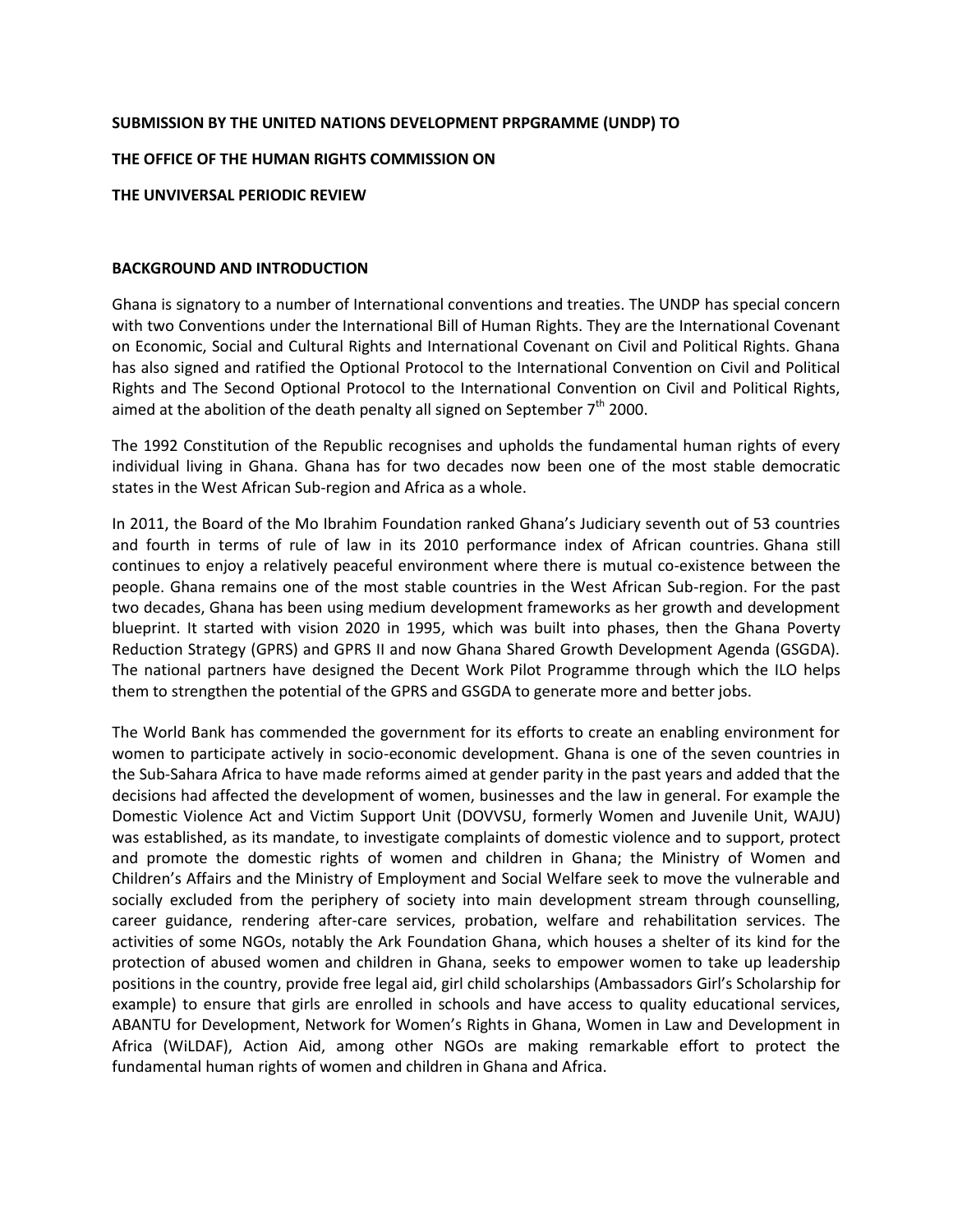**SUBMISSION BY THE UNITED NATIONS DEVELOPMENT PRPGRAMME (UNDP) TO**

**THE OFFICE OF THE HUMAN RIGHTS COMMISSION ON**

**THE UNVIVERSAL PERIODIC REVIEW**

## BACKGROUND AND INTRODUCTION

Ghana is signatory to a number of International conventions and treaties. The UNDP has special concern with two Conventions under the International Bill of Human Rights. They are the International Covenant on Economic, Social and Cultural Rights and International Covenant on Civil and Political Rights. Ghana has also signed and ratified the Optional Protocol to the International Convention on Civil and Political Rights and The Second Optional Protocol to the International Convention on Civil and Political Rights, aimed at the abolition of the death penalty all signed on September 7th 2000.

The 1992 Constitution of the Republic recognises and upholds the fundamental human rights of every individual living in Ghana. Ghana has for two decades now been one of the most stable democratic states in the West African Sub-region and Africa as a whole.

In 2011, the Board of the Mo Ibrahim Foundation ranked Ghana's Judiciary seventh out of 53 countries and fourth in terms of rule of law in its 2010 performance index of African countries. Ghana still continues to enjoy a relatively peaceful environment where there is mutual co-existence between the people. Ghana remains one of the most stable countries in the West African Sub-region. For the past two decades, Ghana has been using medium development frameworks as her growth and development blueprint. It started with vision 2020 in 1995, which was built into phases, then the Ghana Poverty Reduction Strategy (GPRS) and GPRS II and now Ghana Shared Growth Development Agenda (GSGDA). The national partners have designed the Decent Work Pilot Programme through which the ILO helps them to strengthen the potential of the GPRS and GSGDA to generate more and better jobs.

The World Bank has commended the government for its efforts to create an enabling environment for women to participate actively in socio-economic development. Ghana is one of the seven countries in the Sub-Sahara Africa to have made reforms aimed at gender parity in the past years and added that the decisions had affected the development of women, businesses and the law in general. For example the Domestic Violence Act and Victim Support Unit (DOVVSU, formerly Women and Juvenile Unit, WAJU) was established, as its mandate, to investigate complaints of domestic violence and to support, protect and promote the domestic rights of women and children in Ghana; the Ministry of Women and Children's Affairs and the Ministry of Employment and Social Welfare seek to move the vulnerable and socially excluded from the periphery of society into main development stream through counselling, career guidance, rendering after-care services, probation, welfare and rehabilitation services. The activities of some NGOs, notably the Ark Foundation Ghana, which houses a shelter of its kind for the protection of abused women and children in Ghana, seeks to empower women to take up leadership positions in the country, provide free legal aid, girl child scholarships (Ambassadors Girl's Scholarship for example) to ensure that girls are enrolled in schools and have access to quality educational services, ABANTU for Development, Network for Women's Rights in Ghana, Women in Law and Development in Africa (WiLDAF), Action Aid, among other NGOs are making remarkable effort to protect the fundamental human rights of women and children in Ghana and Africa.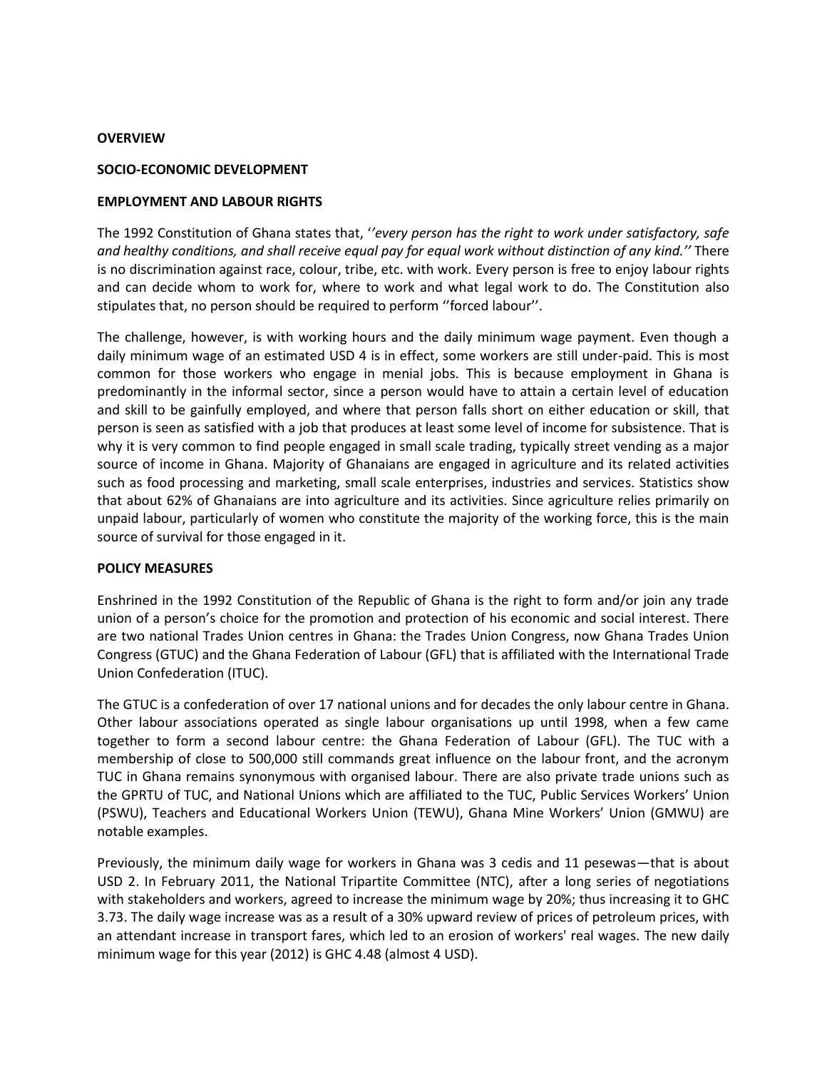**OVERVIEW**

**SOCIO-ECONOMIC DEVELOPMENT**

**EMPLOYMENT AND LABOUR RIGHTS**

The 1992 Constitution of Ghana states that, '*'every person has the right to work under satisfactory, safe and healthy conditions, and shall receive equal pay for equal work without distinction of any kind.''* There is no discrimination against race, colour, tribe, etc. with work. Every person is free to enjoy labour rights and can decide whom to work for, where to work and what legal work to do. The Constitution also stipulates that, no person should be required to perform ''forced labour''.

The challenge, however, is with working hours and the daily minimum wage payment. Even though a daily minimum wage of an estimated USD 4 is in effect, some workers are still under-paid. This is most common for those workers who engage in menial jobs. This is because employment in Ghana is predominantly in the informal sector, since a person would have to attain a certain level of education and skill to be gainfully employed, and where that person falls short on either education or skill, that person is seen as satisfied with a job that produces at least some level of income for subsistence. That is why it is very common to find people engaged in small scale trading, typically street vending as a major source of income in Ghana. Majority of Ghanaians are engaged in agriculture and its related activities such as food processing and marketing, small scale enterprises, industries and services. Statistics show that about 62% of Ghanaians are into agriculture and its activities. Since agriculture relies primarily on unpaid labour, particularly of women who constitute the majority of the working force, this is the main source of survival for those engaged in it.

**POLICY MEASURES**

Enshrined in the 1992 Constitution of the Republic of Ghana is the right to form and/or join any trade union of a person's choice for the promotion and protection of his economic and social interest. There are two national Trades Union centres in Ghana: the Trades Union Congress, now Ghana Trades Union Congress (GTUC) and the Ghana Federation of Labour (GFL) that is affiliated with the International Trade Union Confederation (ITUC).

The GTUC is a confederation of over 17 national unions and for decades the only labour centre in Ghana. Other labour associations operated as single labour organisations up until 1998, when a few came together to form a second labour centre: the Ghana Federation of Labour (GFL). The TUC with a membership of close to 500,000 still commands great influence on the labour front, and the acronym TUC in Ghana remains synonymous with organised labour. There are also private trade unions such as the GPRTU of TUC, and National Unions which are affiliated to the TUC, Public Services Workers' Union (PSWU), Teachers and Educational Workers Union (TEWU), Ghana Mine Workers' Union (GMWU) are notable examples.

Previously, the minimum daily wage for workers in Ghana was 3 cedis and 11 pesewas—that is about USD 2. In February 2011, the National Tripartite Committee (NTC), after a long series of negotiations with stakeholders and workers, agreed to increase the minimum wage by 20%; thus increasing it to GHC 3.73. The daily wage increase was as a result of a 30% upward review of prices of petroleum prices, with an attendant increase in transport fares, which led to an erosion of workers' real wages. The new daily minimum wage for this year (2012) is GHC 4.48 (almost 4 USD).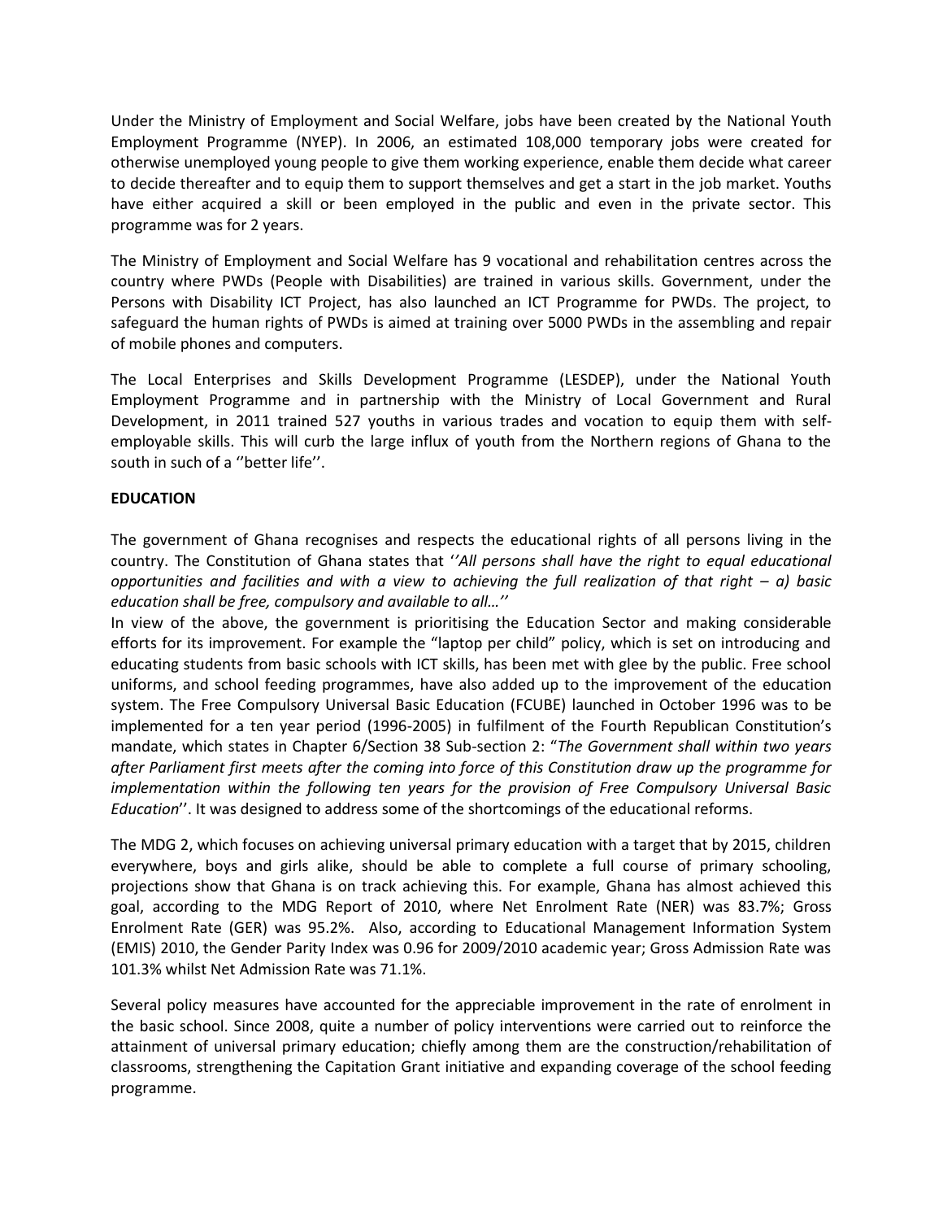Under the Ministry of Employment and Social Welfare, jobs have been created by the National Youth Employment Programme (NYEP). In 2006, an estimated 108,000 temporary jobs were created for otherwise unemployed young people to give them working experience, enable them decide what career to decide thereafter and to equip them to support themselves and get a start in the job market. Youths have either acquired a skill or been employed in the public and even in the private sector. This programme was for 2 years.

The Ministry of Employment and Social Welfare has 9 vocational and rehabilitation centres across the country where PWDs (People with Disabilities) are trained in various skills. Government, under the Persons with Disability ICT Project, has also launched an ICT Programme for PWDs. The project, to safeguard the human rights of PWDs is aimed at training over 5000 PWDs in the assembling and repair of mobile phones and computers.

The Local Enterprises and Skills Development Programme (LESDEP), under the National Youth Employment Programme and in partnership with the Ministry of Local Government and Rural Development, in 2011 trained 527 youths in various trades and vocation to equip them with self-employable skills. This will curb the large influx of youth from the Northern regions of Ghana to the south in such of a ''better life''.

**EDUCATION**

The government of Ghana recognises and respects the educational rights of all persons living in the country. The Constitution of Ghana states that *''All persons shall have the right to equal educational opportunities and facilities and with a view to achieving the full realization of that right – a) basic education shall be free, compulsory and available to all…''*

In view of the above, the government is prioritising the Education Sector and making considerable efforts for its improvement. For example the "laptop per child" policy, which is set on introducing and educating students from basic schools with ICT skills, has been met with glee by the public. Free school uniforms, and school feeding programmes, have also added up to the improvement of the education system. The Free Compulsory Universal Basic Education (FCUBE) launched in October 1996 was to be implemented for a ten year period (1996-2005) in fulfilment of the Fourth Republican Constitution's mandate, which states in Chapter 6/Section 38 Sub-section 2: "*The Government shall within two years after Parliament first meets after the coming into force of this Constitution draw up the programme for implementation within the following ten years for the provision of Free Compulsory Universal Basic Education*''. It was designed to address some of the shortcomings of the educational reforms.

The MDG 2, which focuses on achieving universal primary education with a target that by 2015, children everywhere, boys and girls alike, should be able to complete a full course of primary schooling, projections show that Ghana is on track achieving this. For example, Ghana has almost achieved this goal, according to the MDG Report of 2010, where Net Enrolment Rate (NER) was 83.7%; Gross Enrolment Rate (GER) was 95.2%. Also, according to Educational Management Information System (EMIS) 2010, the Gender Parity Index was 0.96 for 2009/2010 academic year; Gross Admission Rate was 101.3% whilst Net Admission Rate was 71.1%.

Several policy measures have accounted for the appreciable improvement in the rate of enrolment in the basic school. Since 2008, quite a number of policy interventions were carried out to reinforce the attainment of universal primary education; chiefly among them are the construction/rehabilitation of classrooms, strengthening the Capitation Grant initiative and expanding coverage of the school feeding programme.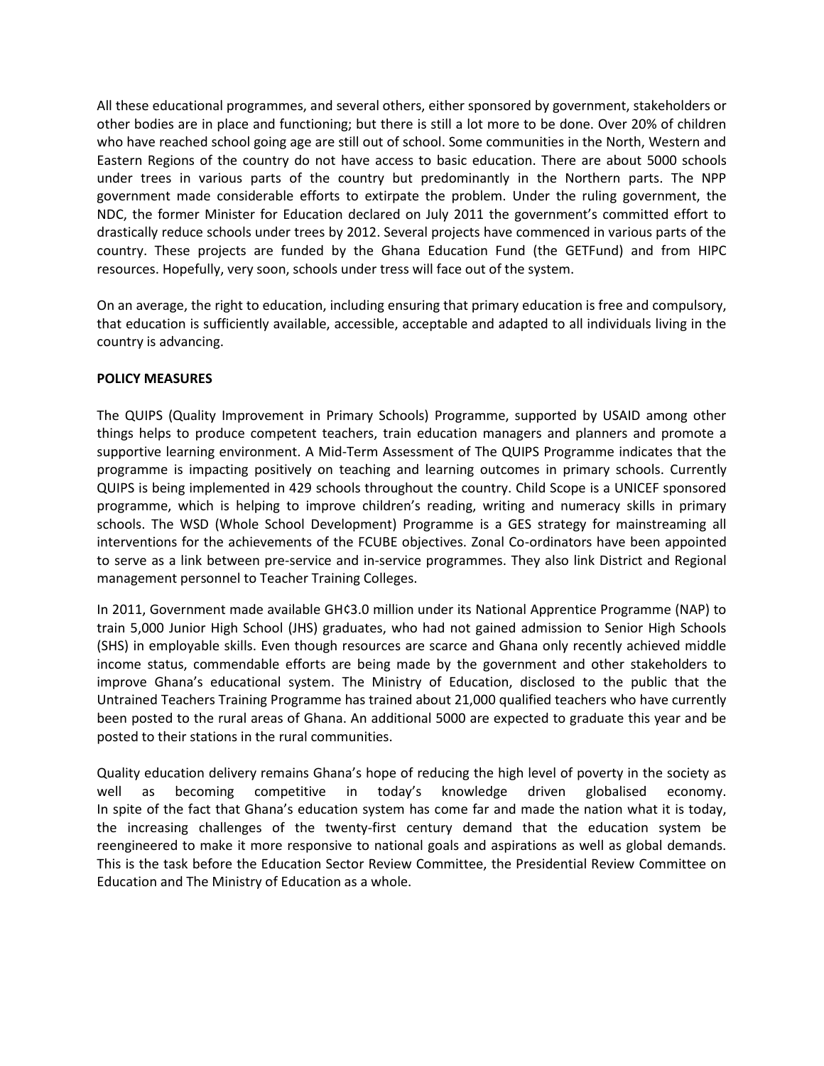All these educational programmes, and several others, either sponsored by government, stakeholders or other bodies are in place and functioning; but there is still a lot more to be done. Over 20% of children who have reached school going age are still out of school. Some communities in the North, Western and Eastern Regions of the country do not have access to basic education. There are about 5000 schools under trees in various parts of the country but predominantly in the Northern parts. The NPP government made considerable efforts to extirpate the problem. Under the ruling government, the NDC, the former Minister for Education declared on July 2011 the government's committed effort to drastically reduce schools under trees by 2012. Several projects have commenced in various parts of the country. These projects are funded by the Ghana Education Fund (the GETFund) and from HIPC resources. Hopefully, very soon, schools under tress will face out of the system.

On an average, the right to education, including ensuring that primary education is free and compulsory, that education is sufficiently available, accessible, acceptable and adapted to all individuals living in the country is advancing.

**POLICY MEASURES**

The QUIPS (Quality Improvement in Primary Schools) Programme, supported by USAID among other things helps to produce competent teachers, train education managers and planners and promote a supportive learning environment. A Mid-Term Assessment of The QUIPS Programme indicates that the programme is impacting positively on teaching and learning outcomes in primary schools. Currently QUIPS is being implemented in 429 schools throughout the country. Child Scope is a UNICEF sponsored programme, which is helping to improve children's reading, writing and numeracy skills in primary schools. The WSD (Whole School Development) Programme is a GES strategy for mainstreaming all interventions for the achievements of the FCUBE objectives. Zonal Co-ordinators have been appointed to serve as a link between pre-service and in-service programmes. They also link District and Regional management personnel to Teacher Training Colleges.

In 2011, Government made available GH¢3.0 million under its National Apprentice Programme (NAP) to train 5,000 Junior High School (JHS) graduates, who had not gained admission to Senior High Schools (SHS) in employable skills. Even though resources are scarce and Ghana only recently achieved middle income status, commendable efforts are being made by the government and other stakeholders to improve Ghana's educational system. The Ministry of Education, disclosed to the public that the Untrained Teachers Training Programme has trained about 21,000 qualified teachers who have currently been posted to the rural areas of Ghana. An additional 5000 are expected to graduate this year and be posted to their stations in the rural communities.

Quality education delivery remains Ghana's hope of reducing the high level of poverty in the society as well as becoming competitive in today's knowledge driven globalised economy. In spite of the fact that Ghana's education system has come far and made the nation what it is today, the increasing challenges of the twenty-first century demand that the education system be reengineered to make it more responsive to national goals and aspirations as well as global demands. This is the task before the Education Sector Review Committee, the Presidential Review Committee on Education and The Ministry of Education as a whole.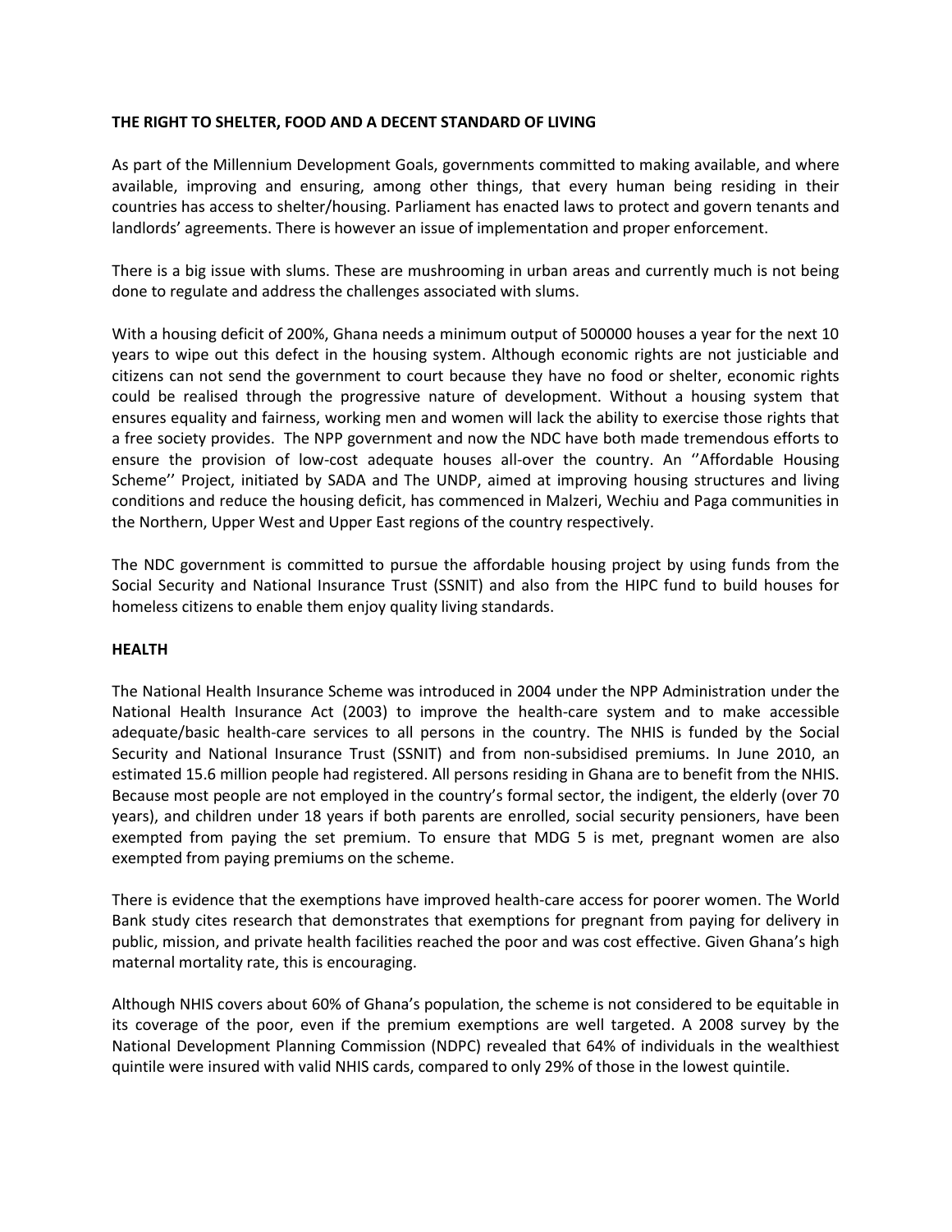**THE RIGHT TO SHELTER, FOOD AND A DECENT STANDARD OF LIVING**

As part of the Millennium Development Goals, governments committed to making available, and where available, improving and ensuring, among other things, that every human being residing in their countries has access to shelter/housing. Parliament has enacted laws to protect and govern tenants and landlords' agreements. There is however an issue of implementation and proper enforcement.

There is a big issue with slums. These are mushrooming in urban areas and currently much is not being done to regulate and address the challenges associated with slums.

With a housing deficit of 200%, Ghana needs a minimum output of 500000 houses a year for the next 10 years to wipe out this defect in the housing system. Although economic rights are not justiciable and citizens can not send the government to court because they have no food or shelter, economic rights could be realised through the progressive nature of development. Without a housing system that ensures equality and fairness, working men and women will lack the ability to exercise those rights that a free society provides. The NPP government and now the NDC have both made tremendous efforts to ensure the provision of low-cost adequate houses all-over the country. An ''Affordable Housing Scheme'' Project, initiated by SADA and The UNDP, aimed at improving housing structures and living conditions and reduce the housing deficit, has commenced in Malzeri, Wechiu and Paga communities in the Northern, Upper West and Upper East regions of the country respectively.

The NDC government is committed to pursue the affordable housing project by using funds from the Social Security and National Insurance Trust (SSNIT) and also from the HIPC fund to build houses for homeless citizens to enable them enjoy quality living standards.

**HEALTH**

The National Health Insurance Scheme was introduced in 2004 under the NPP Administration under the National Health Insurance Act (2003) to improve the health-care system and to make accessible adequate/basic health-care services to all persons in the country. The NHIS is funded by the Social Security and National Insurance Trust (SSNIT) and from non-subsidised premiums. In June 2010, an estimated 15.6 million people had registered. All persons residing in Ghana are to benefit from the NHIS. Because most people are not employed in the country's formal sector, the indigent, the elderly (over 70 years), and children under 18 years if both parents are enrolled, social security pensioners, have been exempted from paying the set premium. To ensure that MDG 5 is met, pregnant women are also exempted from paying premiums on the scheme.

There is evidence that the exemptions have improved health-care access for poorer women. The World Bank study cites research that demonstrates that exemptions for pregnant from paying for delivery in public, mission, and private health facilities reached the poor and was cost effective. Given Ghana's high maternal mortality rate, this is encouraging.

Although NHIS covers about 60% of Ghana's population, the scheme is not considered to be equitable in its coverage of the poor, even if the premium exemptions are well targeted. A 2008 survey by the National Development Planning Commission (NDPC) revealed that 64% of individuals in the wealthiest quintile were insured with valid NHIS cards, compared to only 29% of those in the lowest quintile.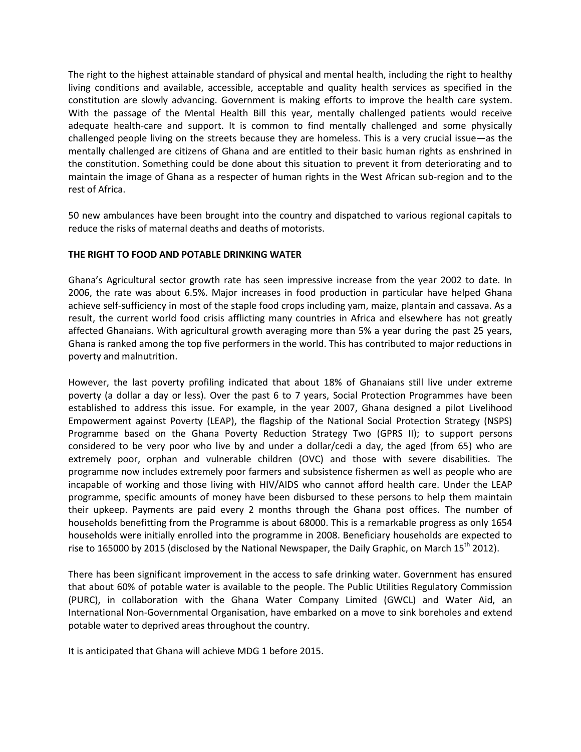The right to the highest attainable standard of physical and mental health, including the right to healthy living conditions and available, accessible, acceptable and quality health services as specified in the constitution are slowly advancing. Government is making efforts to improve the health care system. With the passage of the Mental Health Bill this year, mentally challenged patients would receive adequate health-care and support. It is common to find mentally challenged and some physically challenged people living on the streets because they are homeless. This is a very crucial issue—as the mentally challenged are citizens of Ghana and are entitled to their basic human rights as enshrined in the constitution. Something could be done about this situation to prevent it from deteriorating and to maintain the image of Ghana as a respecter of human rights in the West African sub-region and to the rest of Africa.

50 new ambulances have been brought into the country and dispatched to various regional capitals to reduce the risks of maternal deaths and deaths of motorists.

**THE RIGHT TO FOOD AND POTABLE DRINKING WATER**

Ghana's Agricultural sector growth rate has seen impressive increase from the year 2002 to date. In 2006, the rate was about 6.5%. Major increases in food production in particular have helped Ghana achieve self-sufficiency in most of the staple food crops including yam, maize, plantain and cassava. As a result, the current world food crisis afflicting many countries in Africa and elsewhere has not greatly affected Ghanaians. With agricultural growth averaging more than 5% a year during the past 25 years, Ghana is ranked among the top five performers in the world. This has contributed to major reductions in poverty and malnutrition.

However, the last poverty profiling indicated that about 18% of Ghanaians still live under extreme poverty (a dollar a day or less). Over the past 6 to 7 years, Social Protection Programmes have been established to address this issue. For example, in the year 2007, Ghana designed a pilot Livelihood Empowerment against Poverty (LEAP), the flagship of the National Social Protection Strategy (NSPS) Programme based on the Ghana Poverty Reduction Strategy Two (GPRS II); to support persons considered to be very poor who live by and under a dollar/cedi a day, the aged (from 65) who are extremely poor, orphan and vulnerable children (OVC) and those with severe disabilities. The programme now includes extremely poor farmers and subsistence fishermen as well as people who are incapable of working and those living with HIV/AIDS who cannot afford health care. Under the LEAP programme, specific amounts of money have been disbursed to these persons to help them maintain their upkeep. Payments are paid every 2 months through the Ghana post offices. The number of households benefitting from the Programme is about 68000. This is a remarkable progress as only 1654 households were initially enrolled into the programme in 2008. Beneficiary households are expected to rise to 165000 by 2015 (disclosed by the National Newspaper, the Daily Graphic, on March 15th 2012).

There has been significant improvement in the access to safe drinking water. Government has ensured that about 60% of potable water is available to the people. The Public Utilities Regulatory Commission (PURC), in collaboration with the Ghana Water Company Limited (GWCL) and Water Aid, an International Non-Governmental Organisation, have embarked on a move to sink boreholes and extend potable water to deprived areas throughout the country.

It is anticipated that Ghana will achieve MDG 1 before 2015.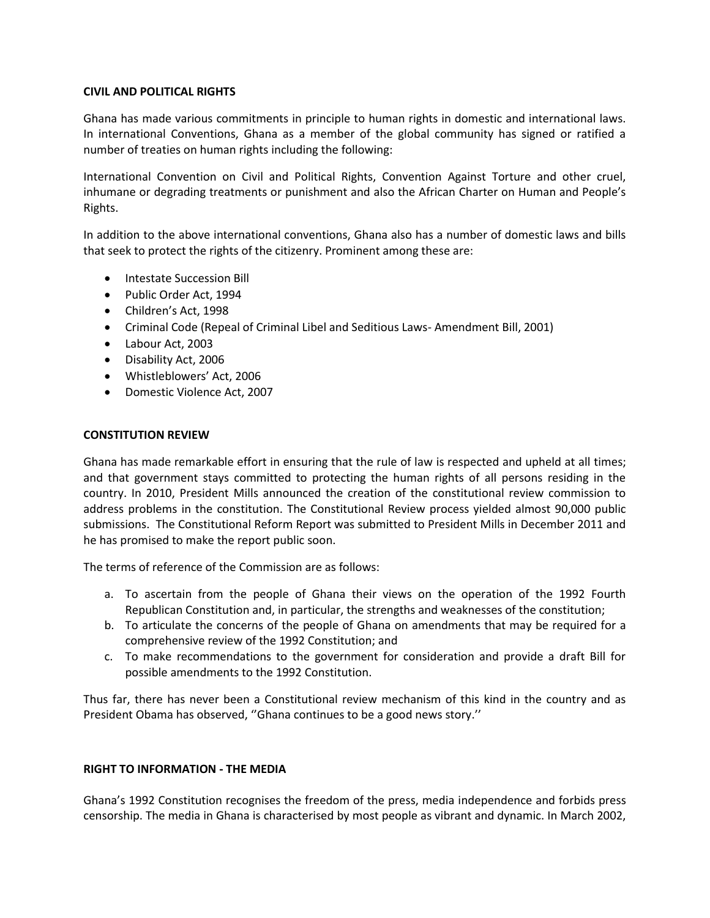**CIVIL AND POLITICAL RIGHTS**

Ghana has made various commitments in principle to human rights in domestic and international laws. In international Conventions, Ghana as a member of the global community has signed or ratified a number of treaties on human rights including the following:

International Convention on Civil and Political Rights, Convention Against Torture and other cruel, inhumane or degrading treatments or punishment and also the African Charter on Human and People's Rights.

In addition to the above international conventions, Ghana also has a number of domestic laws and bills that seek to protect the rights of the citizenry. Prominent among these are:

- Intestate Succession Bill
- Public Order Act, 1994
- Children's Act, 1998
- Criminal Code (Repeal of Criminal Libel and Seditious Laws- Amendment Bill, 2001)
- Labour Act, 2003
- Disability Act, 2006
- Whistleblowers' Act, 2006
- Domestic Violence Act, 2007

**CONSTITUTION REVIEW**

Ghana has made remarkable effort in ensuring that the rule of law is respected and upheld at all times; and that government stays committed to protecting the human rights of all persons residing in the country. In 2010, President Mills announced the creation of the constitutional review commission to address problems in the constitution. The Constitutional Review process yielded almost 90,000 public submissions. The Constitutional Reform Report was submitted to President Mills in December 2011 and he has promised to make the report public soon.

The terms of reference of the Commission are as follows:

a. To ascertain from the people of Ghana their views on the operation of the 1992 Fourth Republican Constitution and, in particular, the strengths and weaknesses of the constitution;
b. To articulate the concerns of the people of Ghana on amendments that may be required for a comprehensive review of the 1992 Constitution; and
c. To make recommendations to the government for consideration and provide a draft Bill for possible amendments to the 1992 Constitution.

Thus far, there has never been a Constitutional review mechanism of this kind in the country and as President Obama has observed, ''Ghana continues to be a good news story.''

**RIGHT TO INFORMATION - THE MEDIA**

Ghana's 1992 Constitution recognises the freedom of the press, media independence and forbids press censorship. The media in Ghana is characterised by most people as vibrant and dynamic. In March 2002,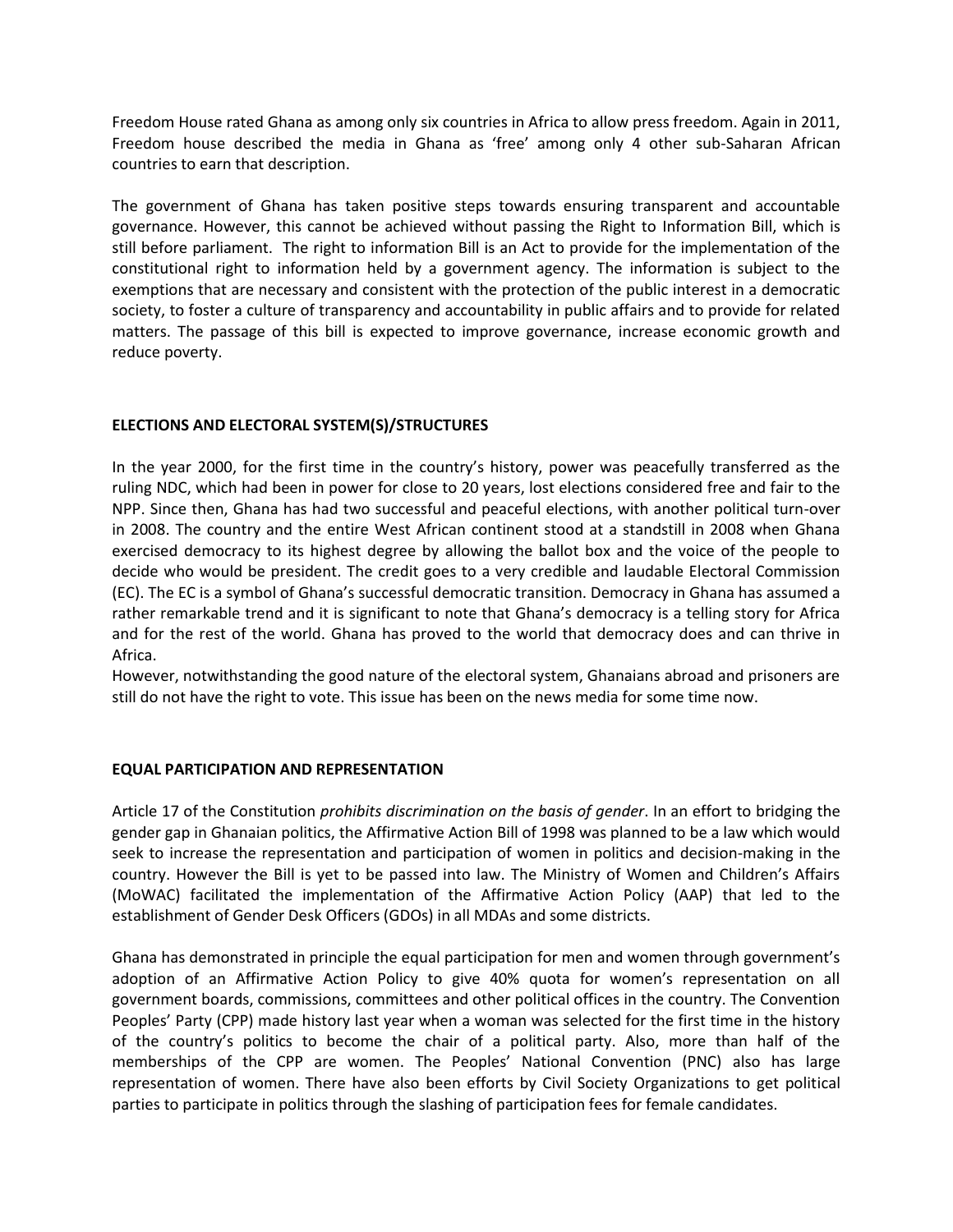Freedom House rated Ghana as among only six countries in Africa to allow press freedom. Again in 2011, Freedom house described the media in Ghana as 'free' among only 4 other sub-Saharan African countries to earn that description.

The government of Ghana has taken positive steps towards ensuring transparent and accountable governance. However, this cannot be achieved without passing the Right to Information Bill, which is still before parliament. The right to information Bill is an Act to provide for the implementation of the constitutional right to information held by a government agency. The information is subject to the exemptions that are necessary and consistent with the protection of the public interest in a democratic society, to foster a culture of transparency and accountability in public affairs and to provide for related matters. The passage of this bill is expected to improve governance, increase economic growth and reduce poverty.

**ELECTIONS AND ELECTORAL SYSTEM(S)/STRUCTURES**

In the year 2000, for the first time in the country's history, power was peacefully transferred as the ruling NDC, which had been in power for close to 20 years, lost elections considered free and fair to the NPP. Since then, Ghana has had two successful and peaceful elections, with another political turn-over in 2008. The country and the entire West African continent stood at a standstill in 2008 when Ghana exercised democracy to its highest degree by allowing the ballot box and the voice of the people to decide who would be president. The credit goes to a very credible and laudable Electoral Commission (EC). The EC is a symbol of Ghana's successful democratic transition. Democracy in Ghana has assumed a rather remarkable trend and it is significant to note that Ghana's democracy is a telling story for Africa and for the rest of the world. Ghana has proved to the world that democracy does and can thrive in Africa.

However, notwithstanding the good nature of the electoral system, Ghanaians abroad and prisoners are still do not have the right to vote. This issue has been on the news media for some time now.

**EQUAL PARTICIPATION AND REPRESENTATION**

Article 17 of the Constitution *prohibits discrimination on the basis of gender*. In an effort to bridging the gender gap in Ghanaian politics, the Affirmative Action Bill of 1998 was planned to be a law which would seek to increase the representation and participation of women in politics and decision-making in the country. However the Bill is yet to be passed into law. The Ministry of Women and Children's Affairs (MoWAC) facilitated the implementation of the Affirmative Action Policy (AAP) that led to the establishment of Gender Desk Officers (GDOs) in all MDAs and some districts.

Ghana has demonstrated in principle the equal participation for men and women through government's adoption of an Affirmative Action Policy to give 40% quota for women's representation on all government boards, commissions, committees and other political offices in the country. The Convention Peoples' Party (CPP) made history last year when a woman was selected for the first time in the history of the country's politics to become the chair of a political party. Also, more than half of the memberships of the CPP are women. The Peoples' National Convention (PNC) also has large representation of women. There have also been efforts by Civil Society Organizations to get political parties to participate in politics through the slashing of participation fees for female candidates.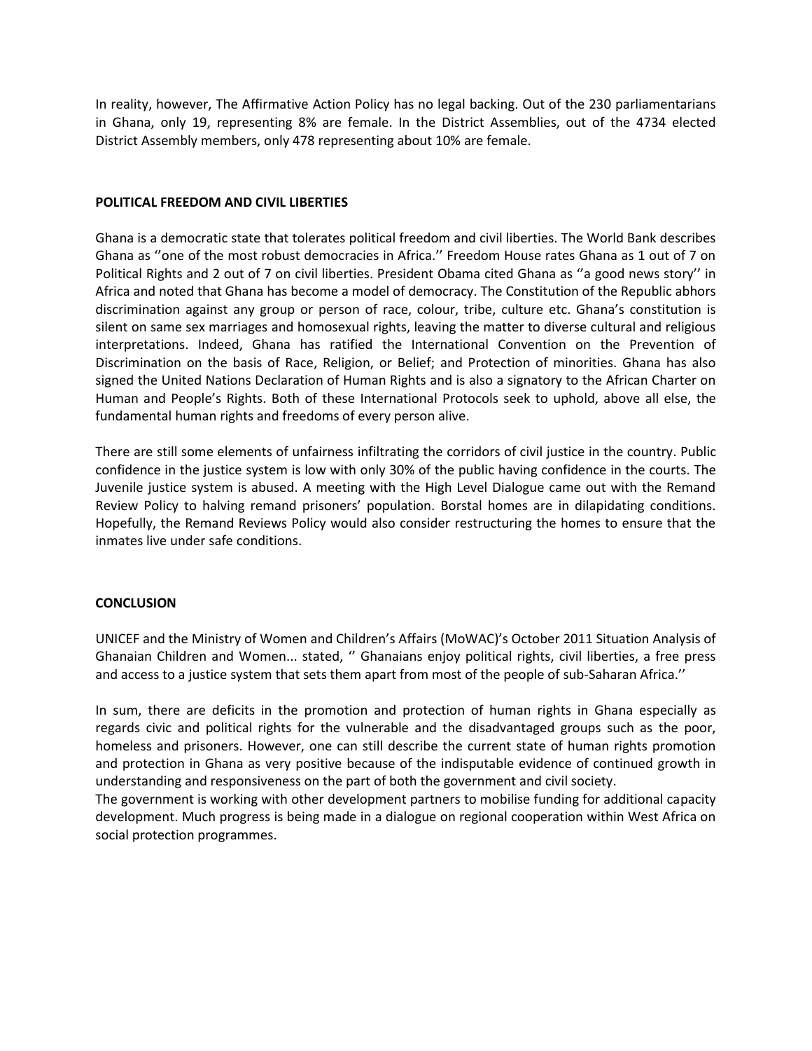In reality, however, The Affirmative Action Policy has no legal backing. Out of the 230 parliamentarians in Ghana, only 19, representing 8% are female. In the District Assemblies, out of the 4734 elected District Assembly members, only 478 representing about 10% are female.

**POLITICAL FREEDOM AND CIVIL LIBERTIES**

Ghana is a democratic state that tolerates political freedom and civil liberties. The World Bank describes Ghana as ''one of the most robust democracies in Africa.'' Freedom House rates Ghana as 1 out of 7 on Political Rights and 2 out of 7 on civil liberties. President Obama cited Ghana as ''a good news story'' in Africa and noted that Ghana has become a model of democracy. The Constitution of the Republic abhors discrimination against any group or person of race, colour, tribe, culture etc. Ghana's constitution is silent on same sex marriages and homosexual rights, leaving the matter to diverse cultural and religious interpretations. Indeed, Ghana has ratified the International Convention on the Prevention of Discrimination on the basis of Race, Religion, or Belief; and Protection of minorities. Ghana has also signed the United Nations Declaration of Human Rights and is also a signatory to the African Charter on Human and People's Rights. Both of these International Protocols seek to uphold, above all else, the fundamental human rights and freedoms of every person alive.

There are still some elements of unfairness infiltrating the corridors of civil justice in the country. Public confidence in the justice system is low with only 30% of the public having confidence in the courts. The Juvenile justice system is abused. A meeting with the High Level Dialogue came out with the Remand Review Policy to halving remand prisoners' population. Borstal homes are in dilapidating conditions. Hopefully, the Remand Reviews Policy would also consider restructuring the homes to ensure that the inmates live under safe conditions.

**CONCLUSION**

UNICEF and the Ministry of Women and Children's Affairs (MoWAC)'s October 2011 Situation Analysis of Ghanaian Children and Women... stated, '' Ghanaians enjoy political rights, civil liberties, a free press and access to a justice system that sets them apart from most of the people of sub-Saharan Africa.''

In sum, there are deficits in the promotion and protection of human rights in Ghana especially as regards civic and political rights for the vulnerable and the disadvantaged groups such as the poor, homeless and prisoners. However, one can still describe the current state of human rights promotion and protection in Ghana as very positive because of the indisputable evidence of continued growth in understanding and responsiveness on the part of both the government and civil society.

The government is working with other development partners to mobilise funding for additional capacity development. Much progress is being made in a dialogue on regional cooperation within West Africa on social protection programmes.